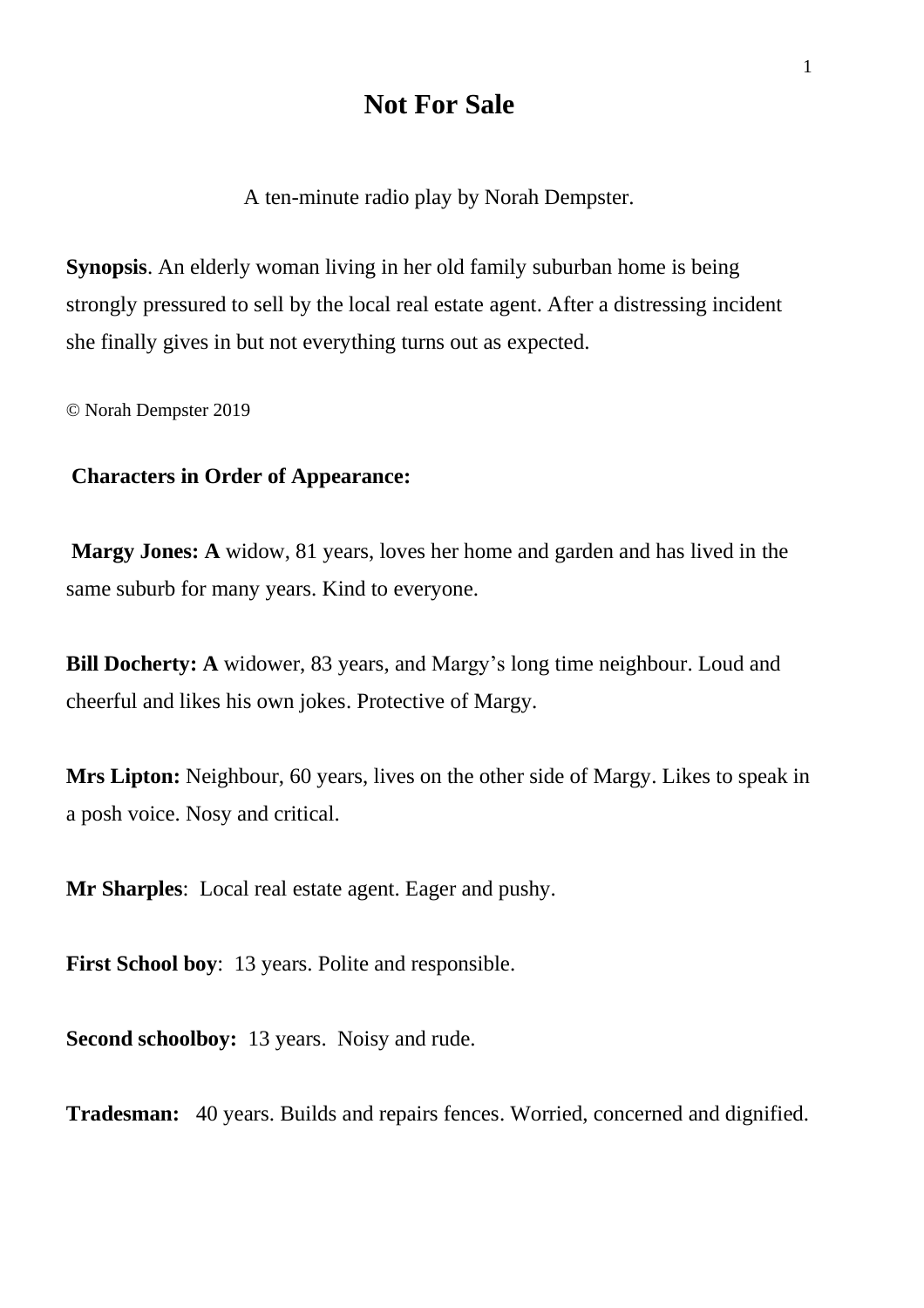# Not For Sale

A ten-minute radio play by Norah Dempster.

**Synopsis**. An elderly woman living in her old family suburban home is being strongly pressured to sell by the local real estate agent. After a distressing incident she finally gives in but not everything turns out as expected.

© Norah Dempster 2019

**Characters in Order of Appearance:**

**Margy Jones: A** widow, 81 years, loves her home and garden and has lived in the same suburb for many years. Kind to everyone.

**Bill Docherty: A** widower, 83 years, and Margy's long time neighbour. Loud and cheerful and likes his own jokes. Protective of Margy.

**Mrs Lipton:** Neighbour, 60 years, lives on the other side of Margy. Likes to speak in a posh voice. Nosy and critical.

**Mr Sharples**: Local real estate agent. Eager and pushy.

**First School boy**: 13 years. Polite and responsible.

**Second schoolboy:** 13 years. Noisy and rude.

**Tradesman:** 40 years. Builds and repairs fences. Worried, concerned and dignified.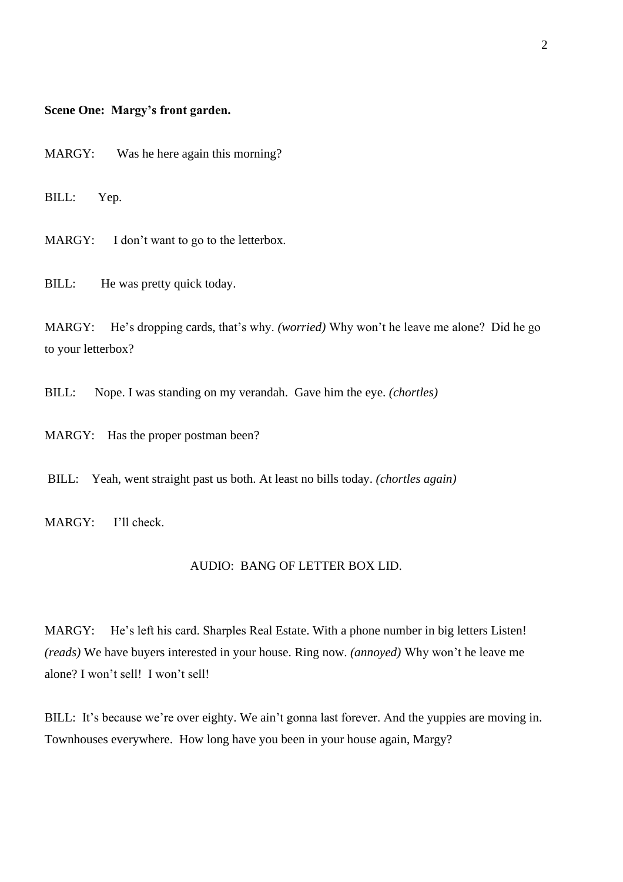**Scene One: Margy's front garden.**

MARGY: Was he here again this morning?

BILL: Yep.

MARGY: I don't want to go to the letterbox.

BILL: He was pretty quick today.

MARGY: He's dropping cards, that's why. *(worried)* Why won't he leave me alone? Did he go to your letterbox?

BILL: Nope. I was standing on my verandah. Gave him the eye. *(chortles)*

MARGY: Has the proper postman been?

BILL: Yeah, went straight past us both. At least no bills today. *(chortles again)*

MARGY: I'll check.

AUDIO: BANG OF LETTER BOX LID.

MARGY: He's left his card. Sharples Real Estate. With a phone number in big letters Listen! *(reads)* We have buyers interested in your house. Ring now. *(annoyed)* Why won't he leave me alone? I won't sell! I won't sell!

BILL: It's because we're over eighty. We ain't gonna last forever. And the yuppies are moving in. Townhouses everywhere. How long have you been in your house again, Margy?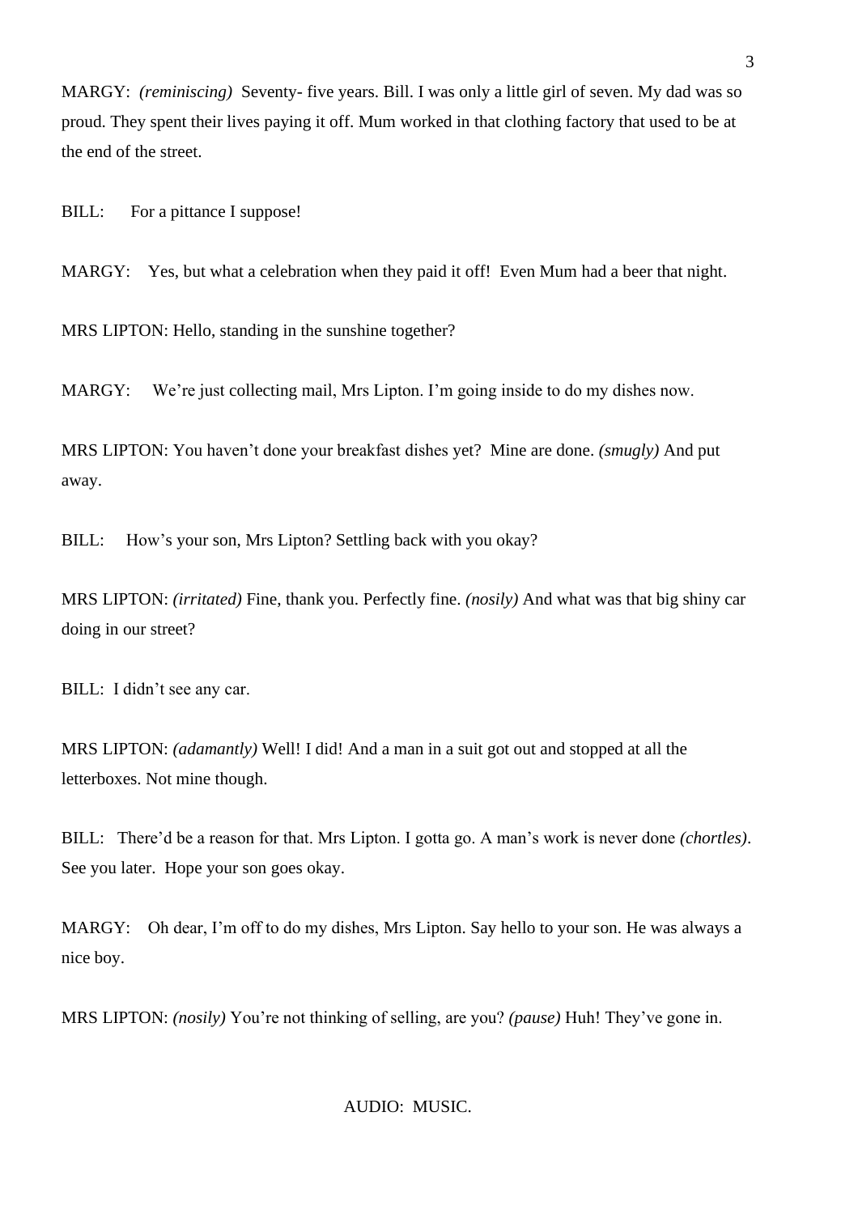MARGY: *(reminiscing)* Seventy- five years. Bill. I was only a little girl of seven. My dad was so proud. They spent their lives paying it off. Mum worked in that clothing factory that used to be at the end of the street.

BILL: For a pittance I suppose!

MARGY: Yes, but what a celebration when they paid it off! Even Mum had a beer that night.

MRS LIPTON: Hello, standing in the sunshine together?

MARGY: We're just collecting mail, Mrs Lipton. I'm going inside to do my dishes now.

MRS LIPTON: You haven't done your breakfast dishes yet? Mine are done. *(smugly)* And put away.

BILL: How's your son, Mrs Lipton? Settling back with you okay?

MRS LIPTON: *(irritated)* Fine, thank you. Perfectly fine. *(nosily)* And what was that big shiny car doing in our street?

BILL: I didn't see any car.

MRS LIPTON: *(adamantly)* Well! I did! And a man in a suit got out and stopped at all the letterboxes. Not mine though.

BILL: There'd be a reason for that. Mrs Lipton. I gotta go. A man's work is never done *(chortles)*. See you later. Hope your son goes okay.

MARGY: Oh dear, I'm off to do my dishes, Mrs Lipton. Say hello to your son. He was always a nice boy.

MRS LIPTON: *(nosily)* You're not thinking of selling, are you? *(pause)* Huh! They've gone in.

AUDIO: MUSIC.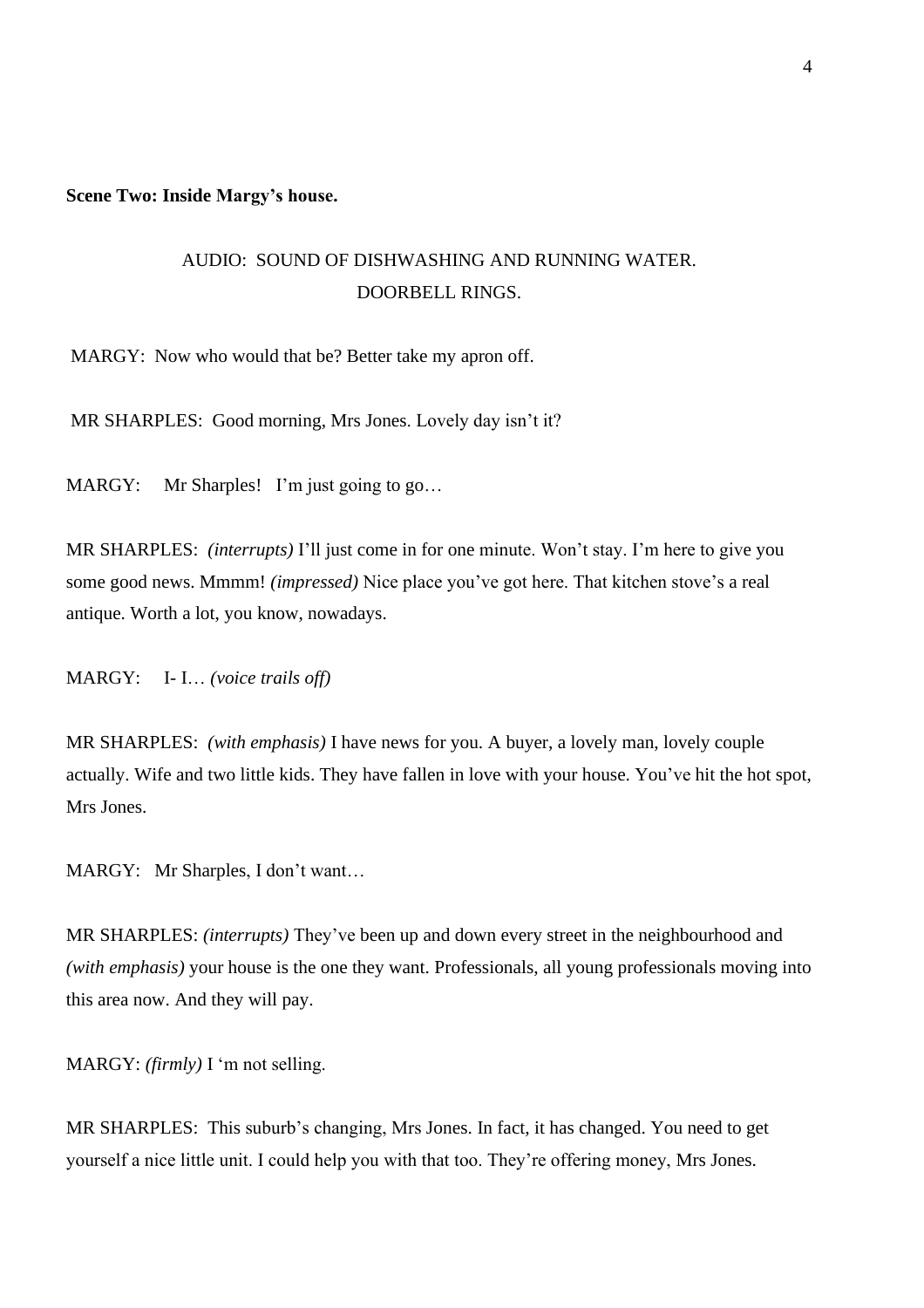**Scene Two: Inside Margy's house.**

AUDIO: SOUND OF DISHWASHING AND RUNNING WATER.
DOORBELL RINGS.

MARGY: Now who would that be? Better take my apron off.

MR SHARPLES: Good morning, Mrs Jones. Lovely day isn't it?

MARGY: Mr Sharples! I'm just going to go…

MR SHARPLES: *(interrupts)* I'll just come in for one minute. Won't stay. I'm here to give you some good news. Mmmm! *(impressed)* Nice place you've got here. That kitchen stove's a real antique. Worth a lot, you know, nowadays.

MARGY: I- I… *(voice trails off)*

MR SHARPLES: *(with emphasis)* I have news for you. A buyer, a lovely man, lovely couple actually. Wife and two little kids. They have fallen in love with your house. You've hit the hot spot, Mrs Jones.

MARGY: Mr Sharples, I don't want…

MR SHARPLES: *(interrupts)* They've been up and down every street in the neighbourhood and *(with emphasis)* your house is the one they want. Professionals, all young professionals moving into this area now. And they will pay.

MARGY: *(firmly)* I 'm not selling.

MR SHARPLES: This suburb's changing, Mrs Jones. In fact, it has changed. You need to get yourself a nice little unit. I could help you with that too. They're offering money, Mrs Jones.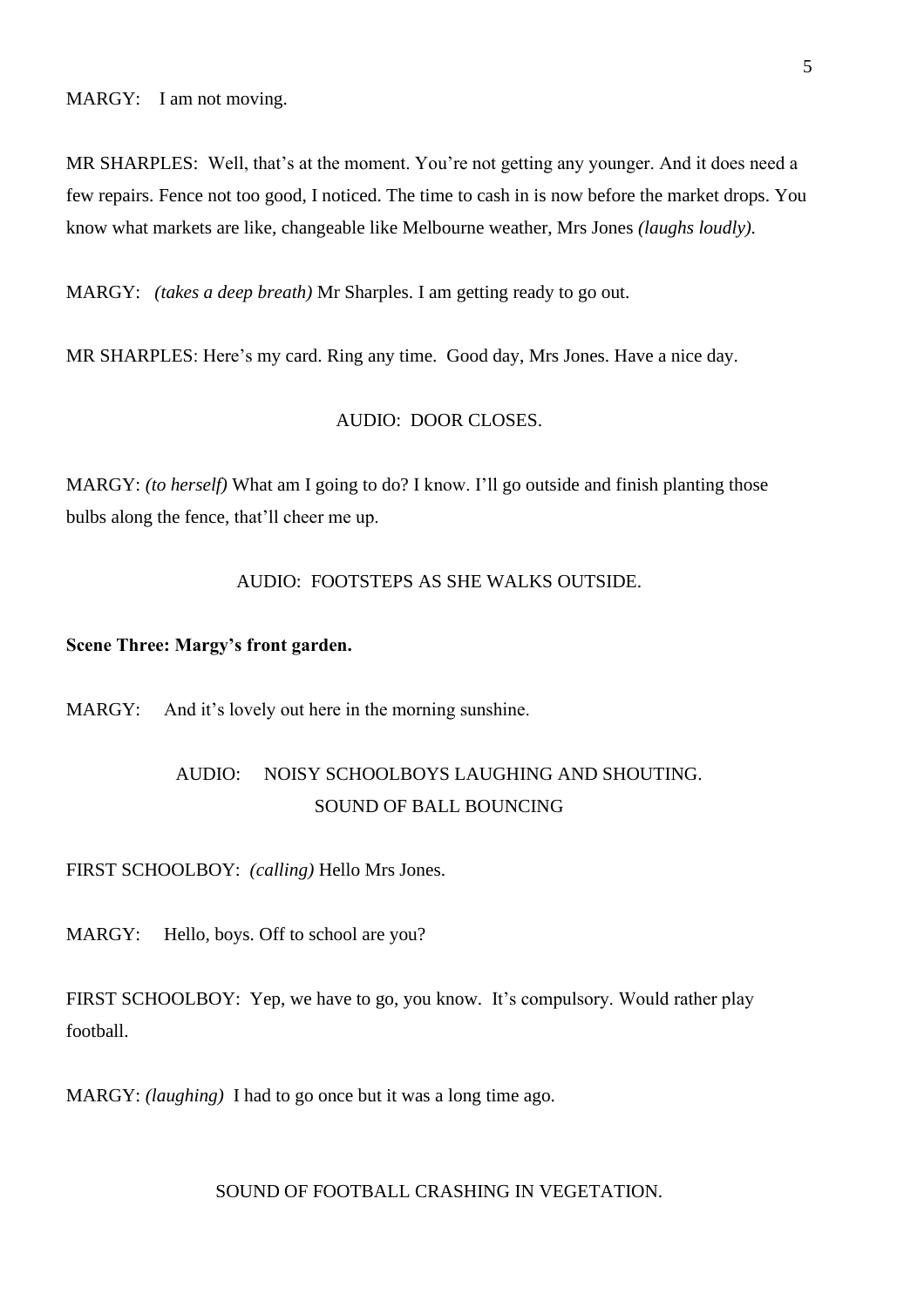MARGY: I am not moving.

MR SHARPLES: Well, that's at the moment. You're not getting any younger. And it does need a few repairs. Fence not too good, I noticed. The time to cash in is now before the market drops. You know what markets are like, changeable like Melbourne weather, Mrs Jones *(laughs loudly).*

MARGY: *(takes a deep breath)* Mr Sharples. I am getting ready to go out.

MR SHARPLES: Here's my card. Ring any time. Good day, Mrs Jones. Have a nice day.

AUDIO: DOOR CLOSES.

MARGY: *(to herself)* What am I going to do? I know. I'll go outside and finish planting those bulbs along the fence, that'll cheer me up.

AUDIO: FOOTSTEPS AS SHE WALKS OUTSIDE.

**Scene Three: Margy's front garden.**

MARGY: And it's lovely out here in the morning sunshine.

AUDIO: NOISY SCHOOLBOYS LAUGHING AND SHOUTING.
SOUND OF BALL BOUNCING

FIRST SCHOOLBOY: *(calling)* Hello Mrs Jones.

MARGY: Hello, boys. Off to school are you?

FIRST SCHOOLBOY: Yep, we have to go, you know. It's compulsory. Would rather play football.

MARGY: *(laughing)* I had to go once but it was a long time ago.

SOUND OF FOOTBALL CRASHING IN VEGETATION.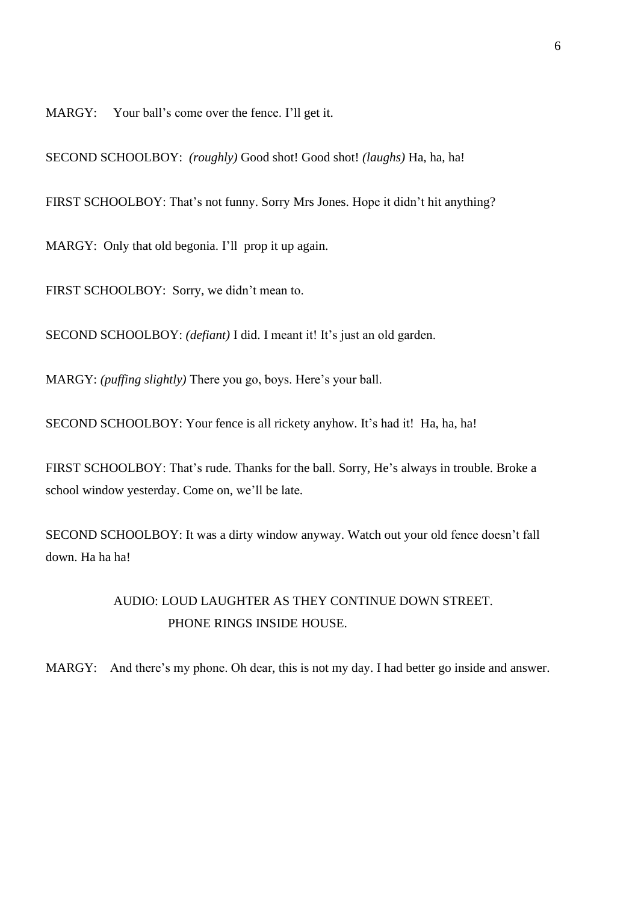MARGY: Your ball's come over the fence. I'll get it.

SECOND SCHOOLBOY: *(roughly)* Good shot! Good shot! *(laughs)* Ha, ha, ha!

FIRST SCHOOLBOY: That's not funny. Sorry Mrs Jones. Hope it didn't hit anything?

MARGY: Only that old begonia. I'll prop it up again.

FIRST SCHOOLBOY: Sorry, we didn't mean to.

SECOND SCHOOLBOY: *(defiant)* I did. I meant it! It's just an old garden.

MARGY: *(puffing slightly)* There you go, boys. Here's your ball.

SECOND SCHOOLBOY: Your fence is all rickety anyhow. It's had it! Ha, ha, ha!

FIRST SCHOOLBOY: That's rude. Thanks for the ball. Sorry, He's always in trouble. Broke a school window yesterday. Come on, we'll be late.

SECOND SCHOOLBOY: It was a dirty window anyway. Watch out your old fence doesn't fall down. Ha ha ha!

AUDIO: LOUD LAUGHTER AS THEY CONTINUE DOWN STREET.
PHONE RINGS INSIDE HOUSE.

MARGY: And there's my phone. Oh dear, this is not my day. I had better go inside and answer.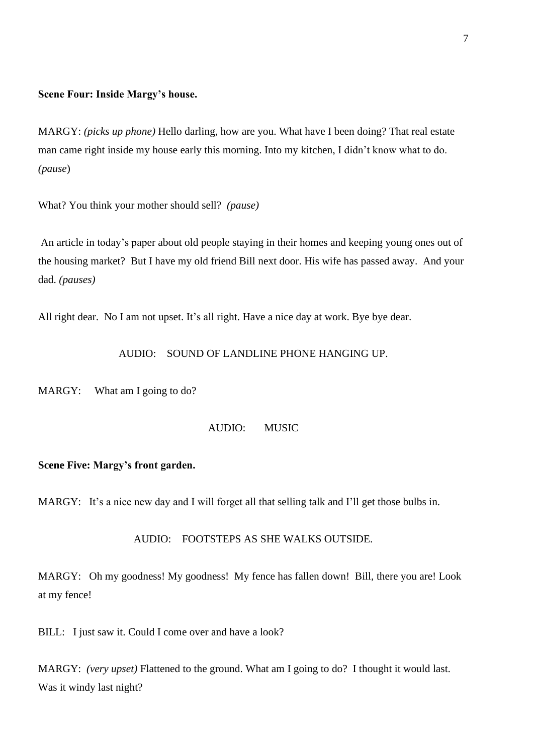**Scene Four: Inside Margy's house.**

MARGY: *(picks up phone)* Hello darling, how are you. What have I been doing? That real estate man came right inside my house early this morning. Into my kitchen, I didn't know what to do. *(pause*)

What? You think your mother should sell? *(pause)*

An article in today's paper about old people staying in their homes and keeping young ones out of the housing market? But I have my old friend Bill next door. His wife has passed away. And your dad. *(pauses)*

All right dear. No I am not upset. It's all right. Have a nice day at work. Bye bye dear.

AUDIO: SOUND OF LANDLINE PHONE HANGING UP.

MARGY: What am I going to do?

AUDIO: MUSIC

**Scene Five: Margy's front garden.**

MARGY: It's a nice new day and I will forget all that selling talk and I'll get those bulbs in.

AUDIO: FOOTSTEPS AS SHE WALKS OUTSIDE.

MARGY: Oh my goodness! My goodness! My fence has fallen down! Bill, there you are! Look at my fence!

BILL: I just saw it. Could I come over and have a look?

MARGY: *(very upset)* Flattened to the ground. What am I going to do? I thought it would last. Was it windy last night?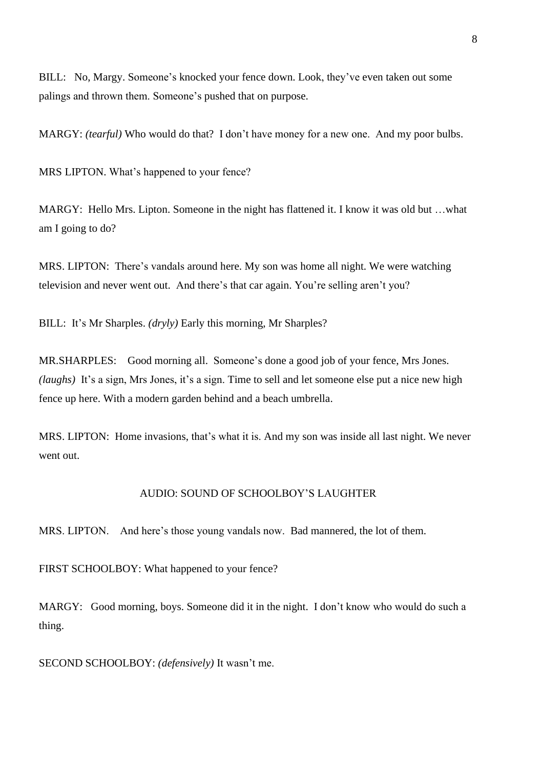BILL: No, Margy. Someone's knocked your fence down. Look, they've even taken out some palings and thrown them. Someone's pushed that on purpose.

MARGY: *(tearful)* Who would do that? I don't have money for a new one. And my poor bulbs.

MRS LIPTON. What's happened to your fence?

MARGY: Hello Mrs. Lipton. Someone in the night has flattened it. I know it was old but …what am I going to do?

MRS. LIPTON: There's vandals around here. My son was home all night. We were watching television and never went out. And there's that car again. You're selling aren't you?

BILL: It's Mr Sharples. *(dryly)* Early this morning, Mr Sharples?

MR.SHARPLES: Good morning all. Someone's done a good job of your fence, Mrs Jones. *(laughs)* It's a sign, Mrs Jones, it's a sign. Time to sell and let someone else put a nice new high fence up here. With a modern garden behind and a beach umbrella.

MRS. LIPTON: Home invasions, that's what it is. And my son was inside all last night. We never went out.

AUDIO: SOUND OF SCHOOLBOY'S LAUGHTER

MRS. LIPTON. And here's those young vandals now. Bad mannered, the lot of them.

FIRST SCHOOLBOY: What happened to your fence?

MARGY: Good morning, boys. Someone did it in the night. I don't know who would do such a thing.

SECOND SCHOOLBOY: *(defensively)* It wasn't me.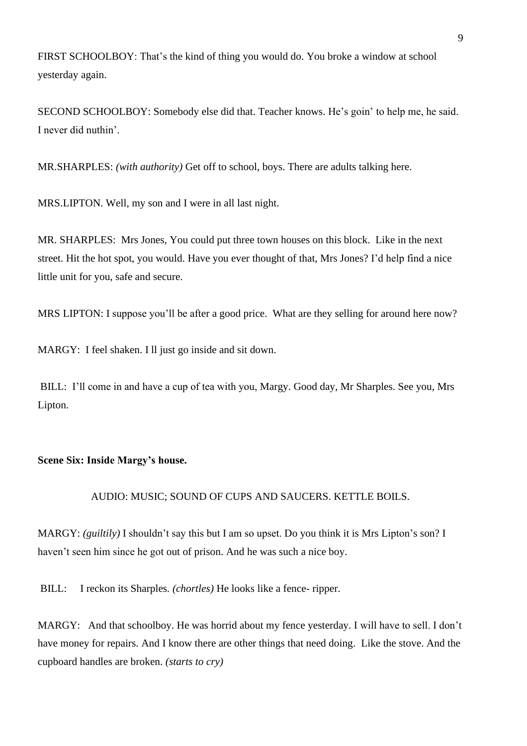FIRST SCHOOLBOY: That's the kind of thing you would do. You broke a window at school yesterday again.

SECOND SCHOOLBOY: Somebody else did that. Teacher knows. He's goin' to help me, he said. I never did nuthin'.

MR.SHARPLES: *(with authority)* Get off to school, boys. There are adults talking here.

MRS.LIPTON. Well, my son and I were in all last night.

MR. SHARPLES: Mrs Jones, You could put three town houses on this block. Like in the next street. Hit the hot spot, you would. Have you ever thought of that, Mrs Jones? I'd help find a nice little unit for you, safe and secure.

MRS LIPTON: I suppose you'll be after a good price. What are they selling for around here now?

MARGY: I feel shaken. I ll just go inside and sit down.

BILL: I'll come in and have a cup of tea with you, Margy. Good day, Mr Sharples. See you, Mrs Lipton.

**Scene Six: Inside Margy's house.**

AUDIO: MUSIC; SOUND OF CUPS AND SAUCERS. KETTLE BOILS.

MARGY: *(guiltily)* I shouldn't say this but I am so upset. Do you think it is Mrs Lipton's son? I haven't seen him since he got out of prison. And he was such a nice boy.

BILL: I reckon its Sharples. *(chortles)* He looks like a fence- ripper.

MARGY: And that schoolboy. He was horrid about my fence yesterday. I will have to sell. I don't have money for repairs. And I know there are other things that need doing. Like the stove. And the cupboard handles are broken. *(starts to cry)*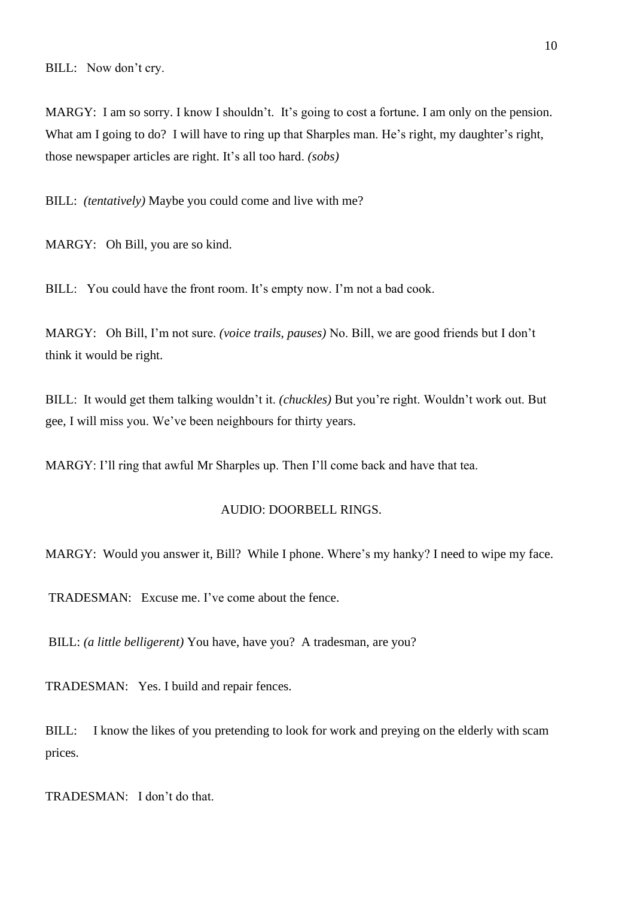BILL: Now don't cry.

MARGY: I am so sorry. I know I shouldn't. It's going to cost a fortune. I am only on the pension. What am I going to do? I will have to ring up that Sharples man. He's right, my daughter's right, those newspaper articles are right. It's all too hard. *(sobs)*

BILL: *(tentatively)* Maybe you could come and live with me?

MARGY: Oh Bill, you are so kind.

BILL: You could have the front room. It's empty now. I'm not a bad cook.

MARGY: Oh Bill, I'm not sure. *(voice trails, pauses)* No. Bill, we are good friends but I don't think it would be right.

BILL: It would get them talking wouldn't it. *(chuckles)* But you're right. Wouldn't work out. But gee, I will miss you. We've been neighbours for thirty years.

MARGY: I'll ring that awful Mr Sharples up. Then I'll come back and have that tea.

AUDIO: DOORBELL RINGS.

MARGY: Would you answer it, Bill? While I phone. Where's my hanky? I need to wipe my face.

TRADESMAN: Excuse me. I've come about the fence.

BILL: *(a little belligerent)* You have, have you? A tradesman, are you?

TRADESMAN: Yes. I build and repair fences.

BILL: I know the likes of you pretending to look for work and preying on the elderly with scam prices.

TRADESMAN: I don't do that.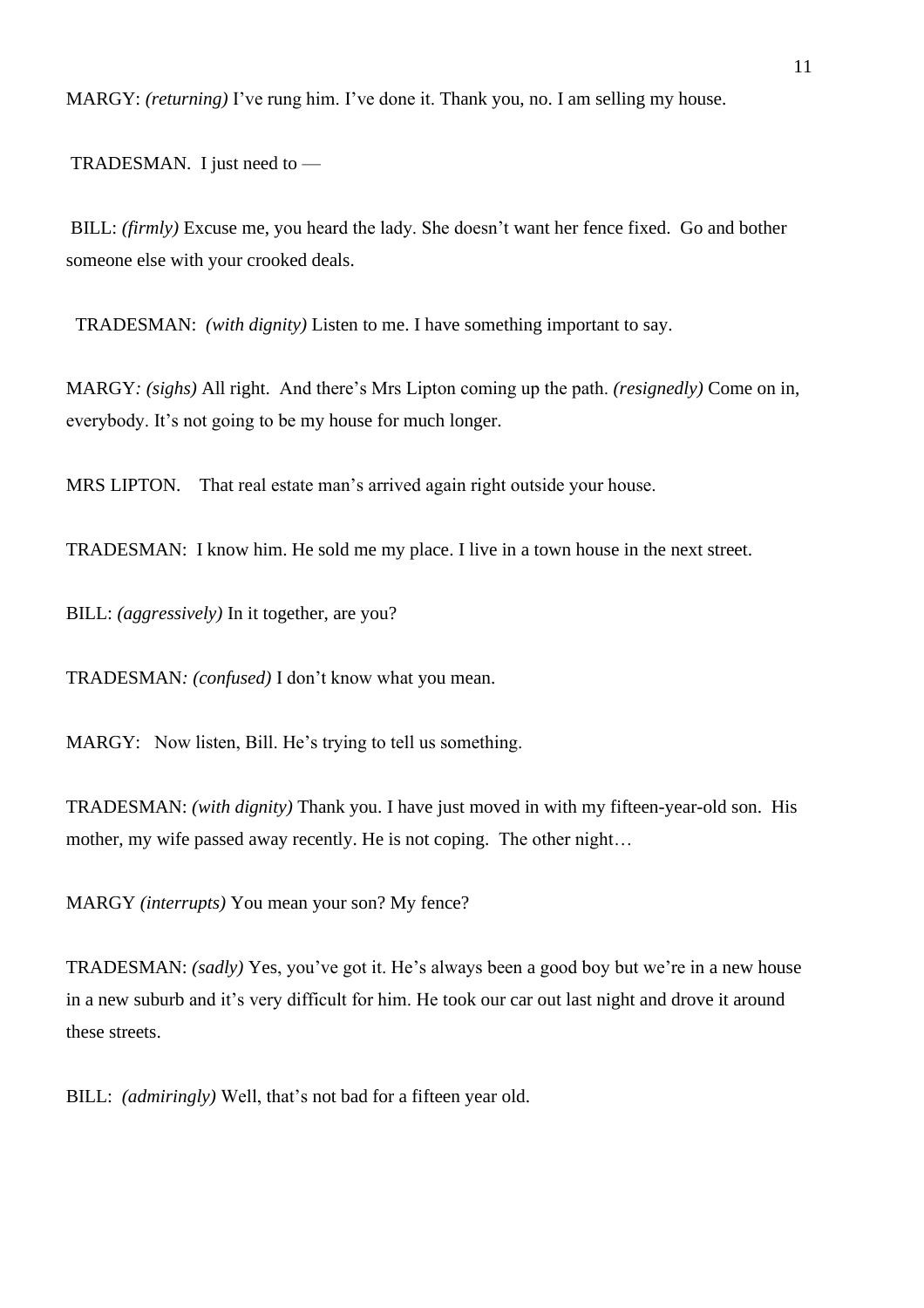MARGY: *(returning)* I've rung him. I've done it. Thank you, no. I am selling my house.

TRADESMAN. I just need to —

BILL: *(firmly)* Excuse me, you heard the lady. She doesn't want her fence fixed. Go and bother someone else with your crooked deals.

TRADESMAN: *(with dignity)* Listen to me. I have something important to say.

MARGY*:* *(sighs)* All right. And there's Mrs Lipton coming up the path. *(resignedly)* Come on in, everybody. It's not going to be my house for much longer.

MRS LIPTON. That real estate man's arrived again right outside your house.

TRADESMAN: I know him. He sold me my place. I live in a town house in the next street.

BILL: *(aggressively)* In it together, are you?

TRADESMAN*:* *(confused)* I don't know what you mean.

MARGY: Now listen, Bill. He's trying to tell us something.

TRADESMAN: *(with dignity)* Thank you. I have just moved in with my fifteen-year-old son. His mother, my wife passed away recently. He is not coping. The other night…

MARGY *(interrupts)* You mean your son? My fence?

TRADESMAN: *(sadly)* Yes, you've got it. He's always been a good boy but we're in a new house in a new suburb and it's very difficult for him. He took our car out last night and drove it around these streets.

BILL: *(admiringly)* Well, that's not bad for a fifteen year old.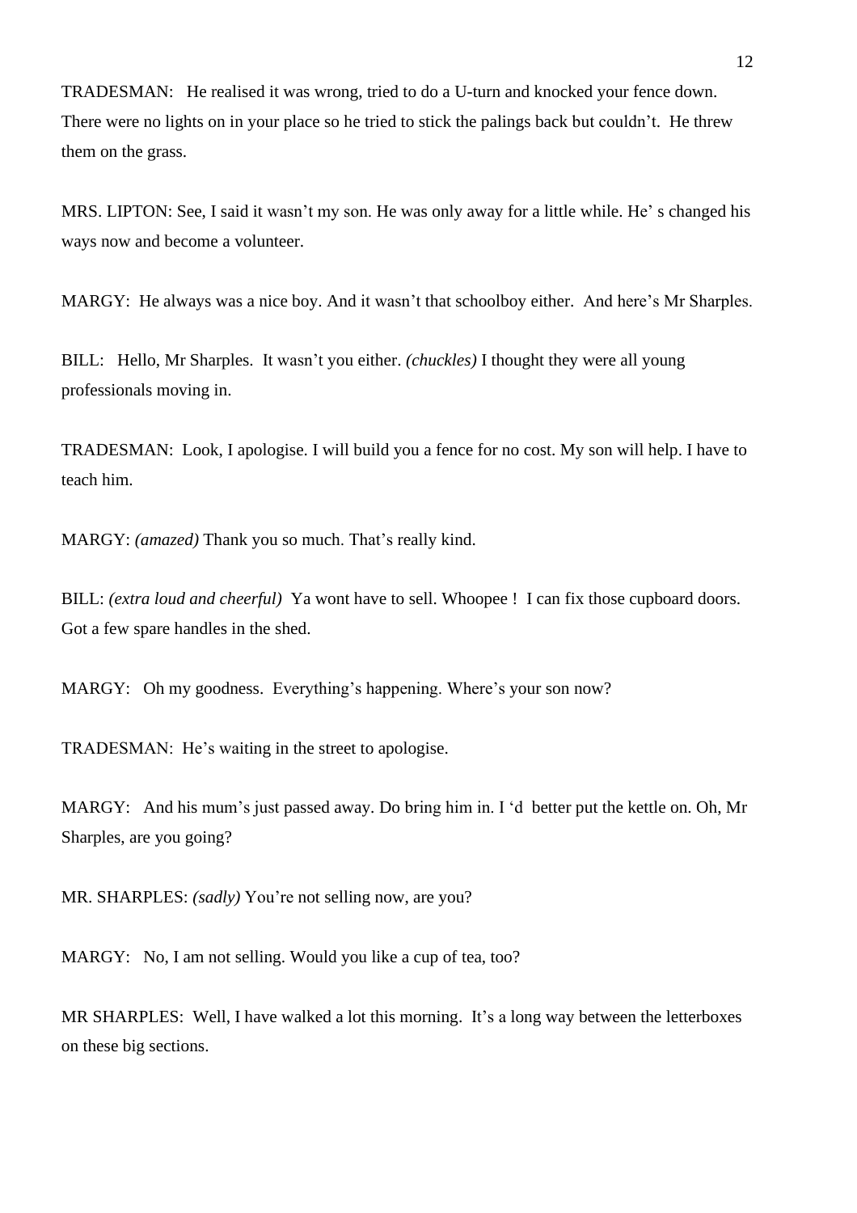TRADESMAN:   He realised it was wrong, tried to do a U-turn and knocked your fence down. There were no lights on in your place so he tried to stick the palings back but couldn't.  He threw them on the grass.

MRS. LIPTON: See, I said it wasn't my son. He was only away for a little while. He' s changed his ways now and become a volunteer.

MARGY:  He always was a nice boy. And it wasn't that schoolboy either.  And here's Mr Sharples.

BILL:   Hello, Mr Sharples.  It wasn't you either. *(chuckles)* I thought they were all young professionals moving in.

TRADESMAN:  Look, I apologise. I will build you a fence for no cost. My son will help. I have to teach him.

MARGY: *(amazed)* Thank you so much. That's really kind.

BILL: *(extra loud and cheerful)*  Ya wont have to sell. Whoopee !  I can fix those cupboard doors. Got a few spare handles in the shed.

MARGY:   Oh my goodness.  Everything's happening. Where's your son now?

TRADESMAN:  He's waiting in the street to apologise.

MARGY:   And his mum's just passed away. Do bring him in. I 'd  better put the kettle on. Oh, Mr Sharples, are you going?

MR. SHARPLES: *(sadly)* You're not selling now, are you?

MARGY:   No, I am not selling. Would you like a cup of tea, too?

MR SHARPLES:  Well, I have walked a lot this morning.  It's a long way between the letterboxes on these big sections.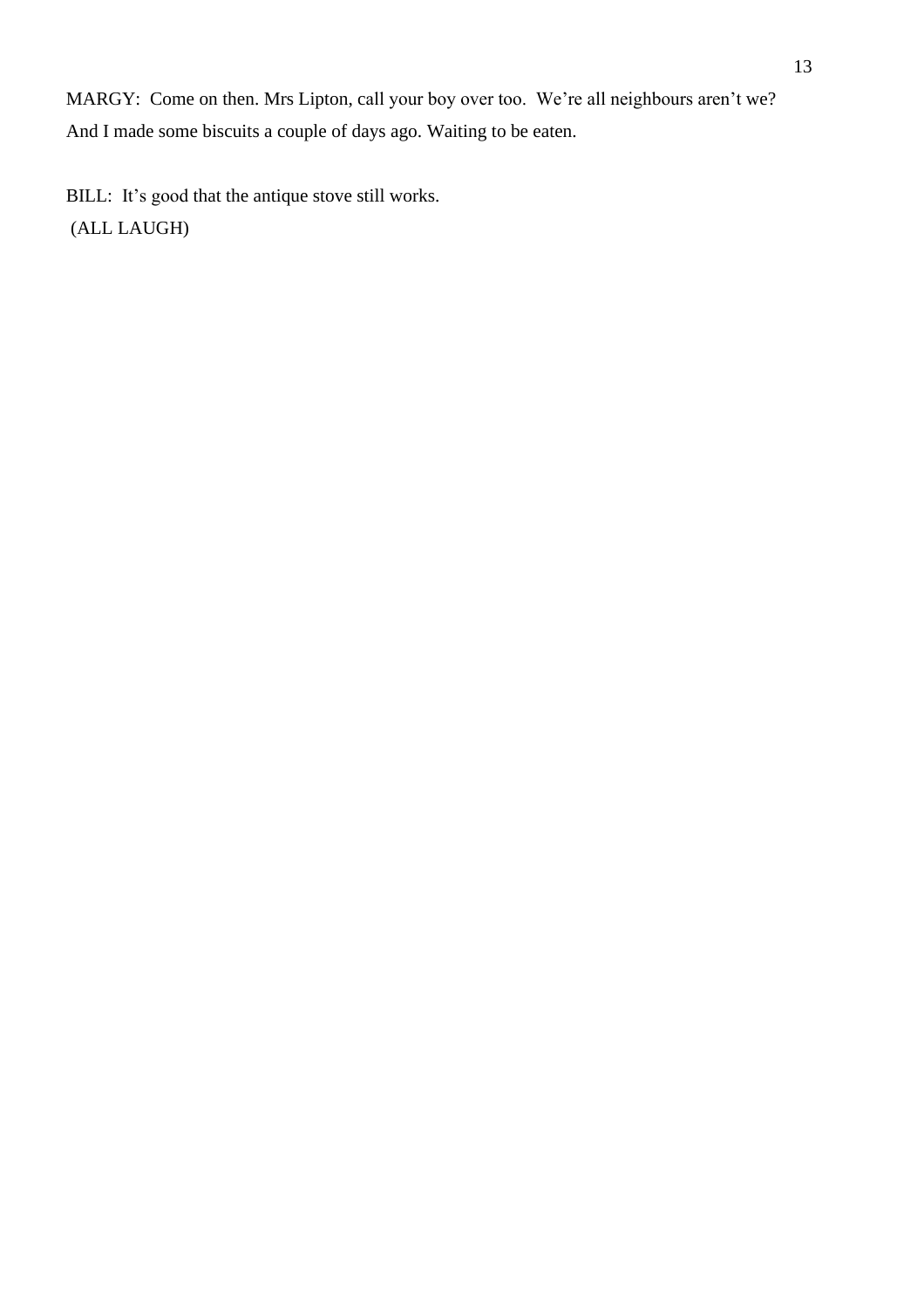MARGY: Come on then. Mrs Lipton, call your boy over too. We're all neighbours aren't we? And I made some biscuits a couple of days ago. Waiting to be eaten.

BILL: It's good that the antique stove still works.

(ALL LAUGH)